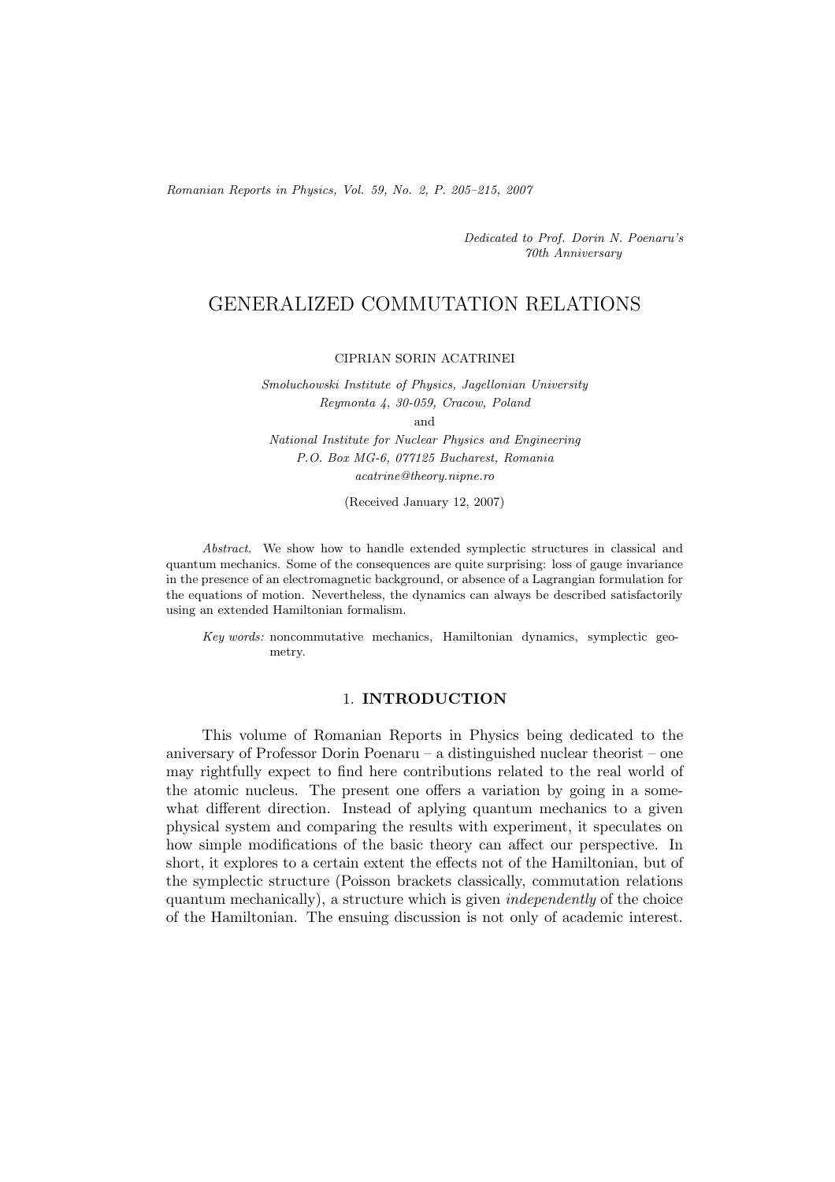*Dedicated to Prof. Dorin N. Poenaru's 70th Anniversary*

# GENERALIZED COMMUTATION RELATIONS

CIPRIAN SORIN ACATRINEI

*Smoluchowski Institute of Physics, Jagellonian University*
*Reymonta 4, 30-059, Cracow, Poland*
and
*National Institute for Nuclear Physics and Engineering*
*P.O. Box MG-6, 077125 Bucharest, Romania*
*acatrine@theory.nipne.ro*

(Received January 12, 2007)

*Abstract.* We show how to handle extended symplectic structures in classical and quantum mechanics. Some of the consequences are quite surprising: loss of gauge invariance in the presence of an electromagnetic background, or absence of a Lagrangian formulation for the equations of motion. Nevertheless, the dynamics can always be described satisfactorily using an extended Hamiltonian formalism.

*Key words:* noncommutative mechanics, Hamiltonian dynamics, symplectic geometry.

## 1. INTRODUCTION

This volume of Romanian Reports in Physics being dedicated to the aniversary of Professor Dorin Poenaru – a distinguished nuclear theorist – one may rightfully expect to find here contributions related to the real world of the atomic nucleus. The present one offers a variation by going in a somewhat different direction. Instead of aplying quantum mechanics to a given physical system and comparing the results with experiment, it speculates on how simple modifications of the basic theory can affect our perspective. In short, it explores to a certain extent the effects not of the Hamiltonian, but of the symplectic structure (Poisson brackets classically, commutation relations quantum mechanically), a structure which is given *independently* of the choice of the Hamiltonian. The ensuing discussion is not only of academic interest.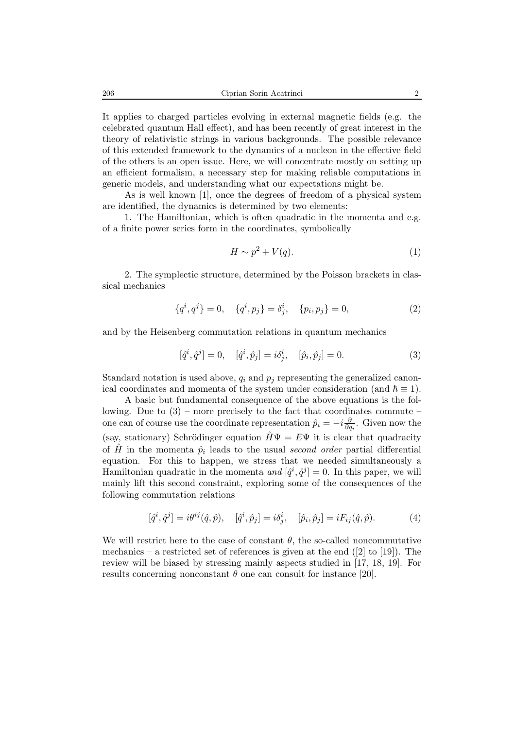It applies to charged particles evolving in external magnetic fields (e.g. the celebrated quantum Hall effect), and has been recently of great interest in the theory of relativistic strings in various backgrounds. The possible relevance of this extended framework to the dynamics of a nucleon in the effective field of the others is an open issue. Here, we will concentrate mostly on setting up an efficient formalism, a necessary step for making reliable computations in generic models, and understanding what our expectations might be.

As is well known [1], once the degrees of freedom of a physical system are identified, the dynamics is determined by two elements:

1. The Hamiltonian, which is often quadratic in the momenta and e.g. of a finite power series form in the coordinates, symbolically

$$H \sim p^2 + V(q). \tag{1}$$

2. The symplectic structure, determined by the Poisson brackets in classical mechanics

$$\{q^i, q^j\} = 0, \quad \{q^i, p_j\} = \delta^i_j, \quad \{p_i, p_j\} = 0, \tag{2}$$

and by the Heisenberg commutation relations in quantum mechanics

$$[\hat{q}^i, \hat{q}^j] = 0, \quad [\hat{q}^i, \hat{p}_j] = i\delta^i_j, \quad [\hat{p}_i, \hat{p}_j] = 0. \tag{3}$$

Standard notation is used above, $q_i$ and $p_j$ representing the generalized canonical coordinates and momenta of the system under consideration (and $\hbar \equiv 1$).

A basic but fundamental consequence of the above equations is the following. Due to (3) – more precisely to the fact that coordinates commute – one can of course use the coordinate representation $\hat{p}_i = -i\frac{\partial}{\partial q_i}$. Given now the (say, stationary) Schrödinger equation $\hat{H}\Psi = E\Psi$ it is clear that quadracity of $\hat{H}$ in the momenta $\hat{p}_i$ leads to the usual *second order* partial differential equation. For this to happen, we stress that we needed simultaneously a Hamiltonian quadratic in the momenta *and* $[\hat{q}^i, \hat{q}^j] = 0$. In this paper, we will mainly lift this second constraint, exploring some of the consequences of the following commutation relations

$$[\hat{q}^i, \hat{q}^j] = i\theta^{ij}(\hat{q}, \hat{p}), \quad [\hat{q}^i, \hat{p}_j] = i\delta^i_j, \quad [\hat{p}_i, \hat{p}_j] = iF_{ij}(\hat{q}, \hat{p}). \tag{4}$$

We will restrict here to the case of constant $\theta$, the so-called noncommutative mechanics – a restricted set of references is given at the end ([2] to [19]). The review will be biased by stressing mainly aspects studied in [17, 18, 19]. For results concerning nonconstant $\theta$ one can consult for instance [20].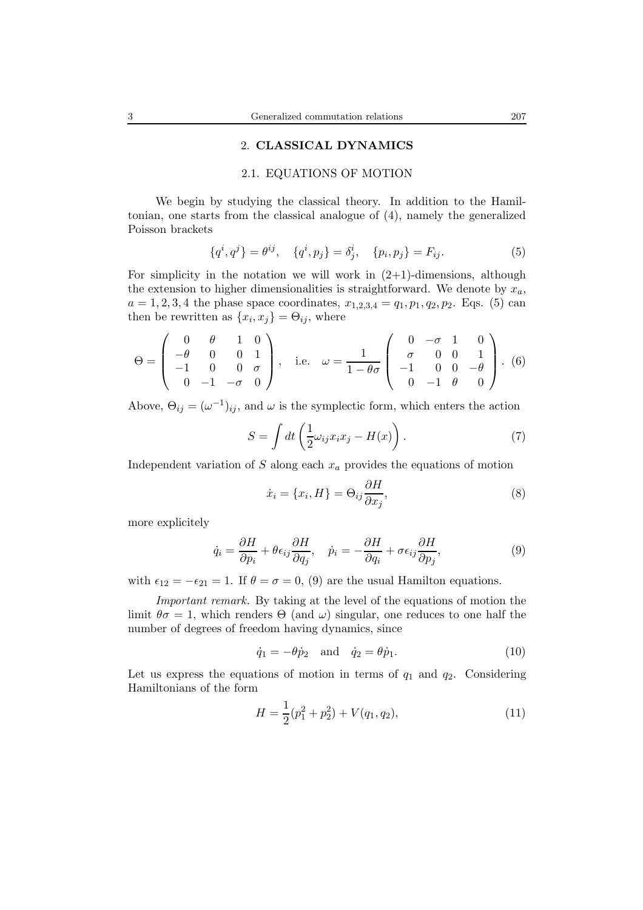## 2. CLASSICAL DYNAMICS

### 2.1. EQUATIONS OF MOTION

We begin by studying the classical theory. In addition to the Hamiltonian, one starts from the classical analogue of (4), namely the generalized Poisson brackets

$$\{q^i, q^j\} = \theta^{ij}, \quad \{q^i, p_j\} = \delta^i_j, \quad \{p_i, p_j\} = F_{ij}. \tag{5}$$

For simplicity in the notation we will work in (2+1)-dimensions, although the extension to higher dimensionalities is straightforward. We denote by $x_a$, $a = 1, 2, 3, 4$ the phase space coordinates, $x_{1,2,3,4} = q_1, p_1, q_2, p_2$. Eqs. (5) can then be rewritten as $\{x_i, x_j\} = \Theta_{ij}$, where

$$\Theta = \begin{pmatrix} 0 & \theta & 1 & 0 \\ -\theta & 0 & 0 & 1 \\ -1 & 0 & 0 & \sigma \\ 0 & -1 & -\sigma & 0 \end{pmatrix}, \quad \text{i.e.} \quad \omega = \frac{1}{1-\theta\sigma} \begin{pmatrix} 0 & -\sigma & 1 & 0 \\ \sigma & 0 & 0 & 1 \\ -1 & 0 & 0 & -\theta \\ 0 & -1 & \theta & 0 \end{pmatrix}. \tag{6}$$

Above, $\Theta_{ij} = (\omega^{-1})_{ij}$, and $\omega$ is the symplectic form, which enters the action

$$S = \int dt \left( \frac{1}{2} \omega_{ij} x_i x_j - H(x) \right). \tag{7}$$

Independent variation of $S$ along each $x_a$ provides the equations of motion

$$\dot{x}_i = \{x_i, H\} = \Theta_{ij} \frac{\partial H}{\partial x_j}, \tag{8}$$

more explicitely

$$\dot{q}_i = \frac{\partial H}{\partial p_i} + \theta \epsilon_{ij} \frac{\partial H}{\partial q_j}, \quad \dot{p}_i = -\frac{\partial H}{\partial q_i} + \sigma \epsilon_{ij} \frac{\partial H}{\partial p_j}, \tag{9}$$

with $\epsilon_{12} = -\epsilon_{21} = 1$. If $\theta = \sigma = 0$, (9) are the usual Hamilton equations.

*Important remark.* By taking at the level of the equations of motion the limit $\theta\sigma = 1$, which renders $\Theta$ (and $\omega$) singular, one reduces to one half the number of degrees of freedom having dynamics, since

$$\dot{q}_1 = -\theta \dot{p}_2 \quad \text{and} \quad \dot{q}_2 = \theta \dot{p}_1. \tag{10}$$

Let us express the equations of motion in terms of $q_1$ and $q_2$. Considering Hamiltonians of the form

$$H = \frac{1}{2}(p_1^2 + p_2^2) + V(q_1, q_2), \tag{11}$$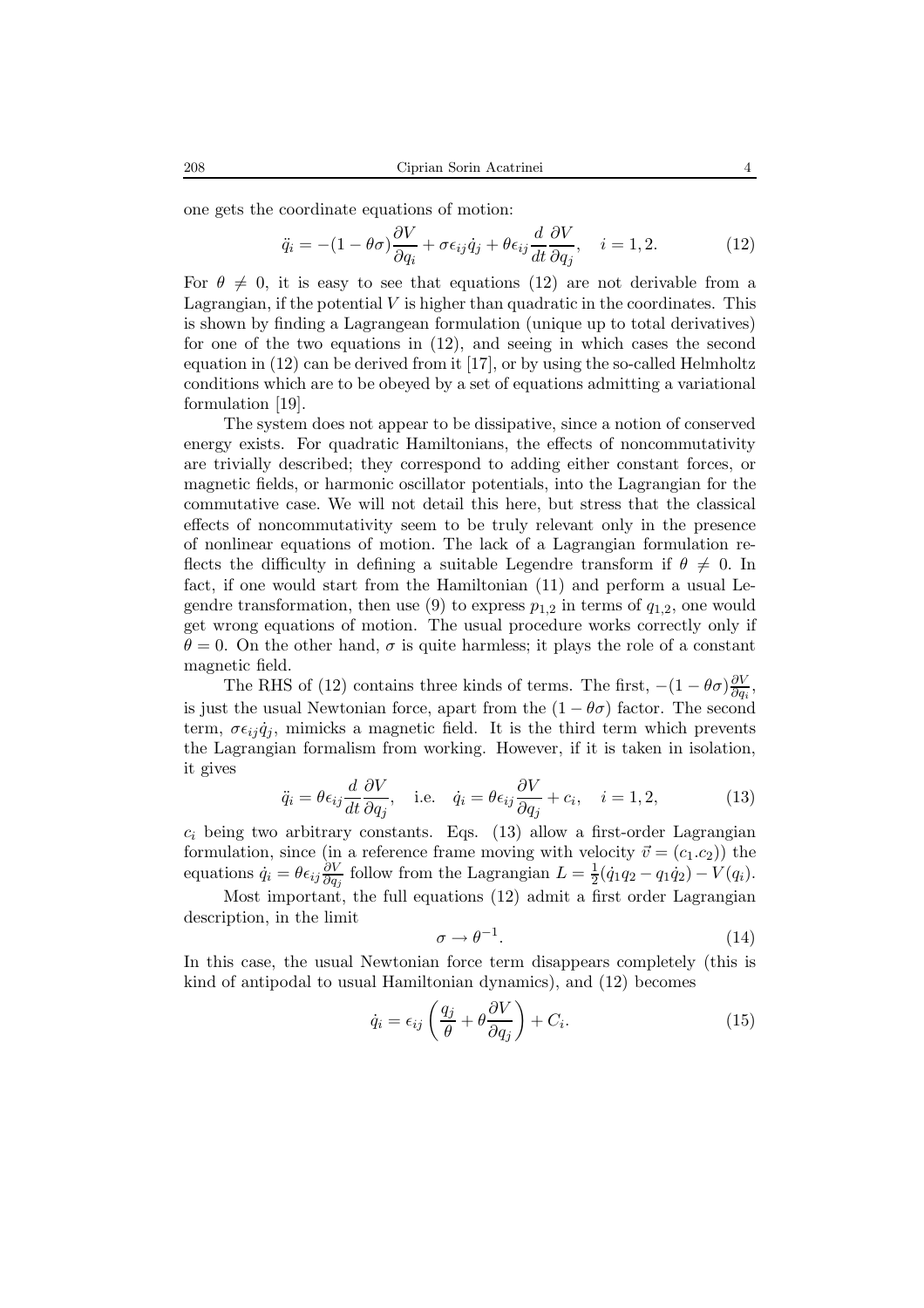one gets the coordinate equations of motion:

$$\ddot{q}_i = -(1-\theta\sigma)\frac{\partial V}{\partial q_i} + \sigma\epsilon_{ij}\dot{q}_j + \theta\epsilon_{ij}\frac{d}{dt}\frac{\partial V}{\partial q_j}, \quad i=1,2. \tag{12}$$

For $\theta \neq 0$, it is easy to see that equations (12) are not derivable from a Lagrangian, if the potential $V$ is higher than quadratic in the coordinates. This is shown by finding a Lagrangean formulation (unique up to total derivatives) for one of the two equations in (12), and seeing in which cases the second equation in (12) can be derived from it [17], or by using the so-called Helmholtz conditions which are to be obeyed by a set of equations admitting a variational formulation [19].

The system does not appear to be dissipative, since a notion of conserved energy exists. For quadratic Hamiltonians, the effects of noncommutativity are trivially described; they correspond to adding either constant forces, or magnetic fields, or harmonic oscillator potentials, into the Lagrangian for the commutative case. We will not detail this here, but stress that the classical effects of noncommutativity seem to be truly relevant only in the presence of nonlinear equations of motion. The lack of a Lagrangian formulation reflects the difficulty in defining a suitable Legendre transform if $\theta \neq 0$. In fact, if one would start from the Hamiltonian (11) and perform a usual Legendre transformation, then use (9) to express $p_{1,2}$ in terms of $q_{1,2}$, one would get wrong equations of motion. The usual procedure works correctly only if $\theta = 0$. On the other hand, $\sigma$ is quite harmless; it plays the role of a constant magnetic field.

The RHS of (12) contains three kinds of terms. The first, $-(1-\theta\sigma)\frac{\partial V}{\partial q_i}$, is just the usual Newtonian force, apart from the $(1-\theta\sigma)$ factor. The second term, $\sigma\epsilon_{ij}\dot{q}_j$, mimicks a magnetic field. It is the third term which prevents the Lagrangian formalism from working. However, if it is taken in isolation, it gives

$$\ddot{q}_i = \theta\epsilon_{ij}\frac{d}{dt}\frac{\partial V}{\partial q_j}, \quad \text{i.e.} \quad \dot{q}_i = \theta\epsilon_{ij}\frac{\partial V}{\partial q_j} + c_i, \quad i=1,2, \tag{13}$$

$c_i$ being two arbitrary constants. Eqs. (13) allow a first-order Lagrangian formulation, since (in a reference frame moving with velocity $\vec{v} = (c_1.c_2)$) the equations $\dot{q}_i = \theta\epsilon_{ij}\frac{\partial V}{\partial q_j}$ follow from the Lagrangian $L = \frac{1}{2}(\dot{q}_1 q_2 - q_1\dot{q}_2) - V(q_i)$.

Most important, the full equations (12) admit a first order Lagrangian description, in the limit

$$\sigma \to \theta^{-1}. \tag{14}$$

In this case, the usual Newtonian force term disappears completely (this is kind of antipodal to usual Hamiltonian dynamics), and (12) becomes

$$\dot{q}_i = \epsilon_{ij}\left(\frac{q_j}{\theta} + \theta\frac{\partial V}{\partial q_j}\right) + C_i. \tag{15}$$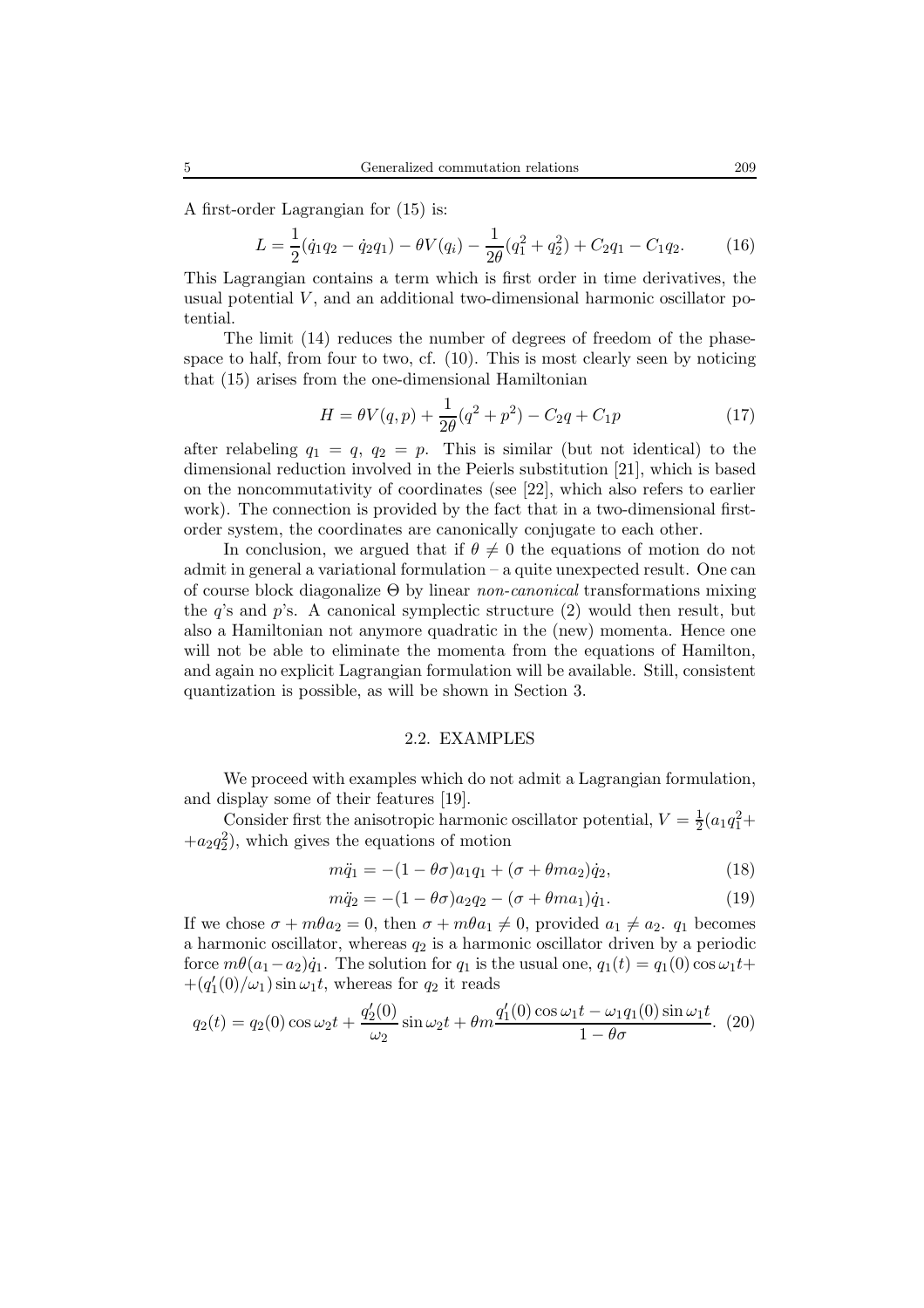A first-order Lagrangian for (15) is:

$$L = \frac{1}{2}(\dot{q}_1 q_2 - \dot{q}_2 q_1) - \theta V(q_i) - \frac{1}{2\theta}(q_1^2 + q_2^2) + C_2 q_1 - C_1 q_2. \tag{16}$$

This Lagrangian contains a term which is first order in time derivatives, the usual potential $V$, and an additional two-dimensional harmonic oscillator potential.

The limit (14) reduces the number of degrees of freedom of the phase-space to half, from four to two, cf. (10). This is most clearly seen by noticing that (15) arises from the one-dimensional Hamiltonian

$$H = \theta V(q,p) + \frac{1}{2\theta}(q^2 + p^2) - C_2 q + C_1 p \tag{17}$$

after relabeling $q_1 = q$, $q_2 = p$. This is similar (but not identical) to the dimensional reduction involved in the Peierls substitution [21], which is based on the noncommutativity of coordinates (see [22], which also refers to earlier work). The connection is provided by the fact that in a two-dimensional first-order system, the coordinates are canonically conjugate to each other.

In conclusion, we argued that if $\theta \neq 0$ the equations of motion do not admit in general a variational formulation – a quite unexpected result. One can of course block diagonalize $\Theta$ by linear *non-canonical* transformations mixing the $q$'s and $p$'s. A canonical symplectic structure (2) would then result, but also a Hamiltonian not anymore quadratic in the (new) momenta. Hence one will not be able to eliminate the momenta from the equations of Hamilton, and again no explicit Lagrangian formulation will be available. Still, consistent quantization is possible, as will be shown in Section 3.

### 2.2. EXAMPLES

We proceed with examples which do not admit a Lagrangian formulation, and display some of their features [19].

Consider first the anisotropic harmonic oscillator potential, $V = \frac{1}{2}(a_1 q_1^2 + a_2 q_2^2)$, which gives the equations of motion

$$m\ddot{q}_1 = -(1 - \theta\sigma)a_1 q_1 + (\sigma + \theta m a_2)\dot{q}_2, \tag{18}$$

$$m\ddot{q}_2 = -(1 - \theta\sigma)a_2 q_2 - (\sigma + \theta m a_1)\dot{q}_1. \tag{19}$$

If we chose $\sigma + m\theta a_2 = 0$, then $\sigma + m\theta a_1 \neq 0$, provided $a_1 \neq a_2$. $q_1$ becomes a harmonic oscillator, whereas $q_2$ is a harmonic oscillator driven by a periodic force $m\theta(a_1 - a_2)\dot{q}_1$. The solution for $q_1$ is the usual one, $q_1(t) = q_1(0)\cos\omega_1 t + (q_1'(0)/\omega_1)\sin\omega_1 t$, whereas for $q_2$ it reads

$$q_2(t) = q_2(0)\cos\omega_2 t + \frac{q_2'(0)}{\omega_2}\sin\omega_2 t + \theta m \frac{q_1'(0)\cos\omega_1 t - \omega_1 q_1(0)\sin\omega_1 t}{1 - \theta\sigma}. \tag{20}$$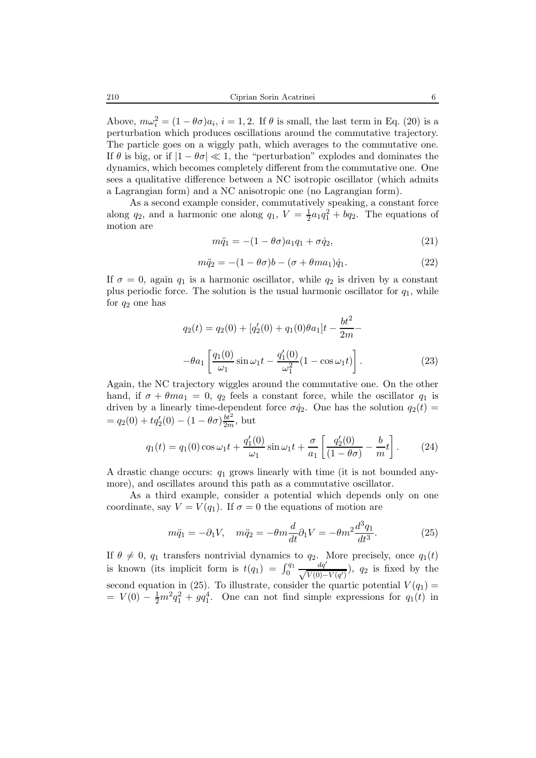Above, $m\omega_i^2 = (1-\theta\sigma)a_i$, $i = 1, 2$. If $\theta$ is small, the last term in Eq. (20) is a perturbation which produces oscillations around the commutative trajectory. The particle goes on a wiggly path, which averages to the commutative one. If $\theta$ is big, or if $|1-\theta\sigma| \ll 1$, the "perturbation" explodes and dominates the dynamics, which becomes completely different from the commutative one. One sees a qualitative difference between a NC isotropic oscillator (which admits a Lagrangian form) and a NC anisotropic one (no Lagrangian form).

As a second example consider, commutatively speaking, a constant force along $q_2$, and a harmonic one along $q_1$, $V = \frac{1}{2}a_1 q_1^2 + bq_2$. The equations of motion are

$$m\ddot{q}_1 = -(1-\theta\sigma)a_1 q_1 + \sigma\dot{q}_2, \tag{21}$$

$$m\ddot{q}_2 = -(1-\theta\sigma)b - (\sigma + \theta m a_1)\dot{q}_1. \tag{22}$$

If $\sigma = 0$, again $q_1$ is a harmonic oscillator, while $q_2$ is driven by a constant plus periodic force. The solution is the usual harmonic oscillator for $q_1$, while for $q_2$ one has

$$q_2(t) = q_2(0) + [q_2'(0) + q_1(0)\theta a_1]t - \frac{bt^2}{2m} - $$

$$-\theta a_1 \left[\frac{q_1(0)}{\omega_1}\sin\omega_1 t - \frac{q_1'(0)}{\omega_1^2}(1-\cos\omega_1 t)\right]. \tag{23}$$

Again, the NC trajectory wiggles around the commutative one. On the other hand, if $\sigma + \theta m a_1 = 0$, $q_2$ feels a constant force, while the oscillator $q_1$ is driven by a linearly time-dependent force $\sigma\dot{q}_2$. One has the solution $q_2(t) = q_2(0) + tq_2'(0) - (1-\theta\sigma)\frac{bt^2}{2m}$, but

$$q_1(t) = q_1(0)\cos\omega_1 t + \frac{q_1'(0)}{\omega_1}\sin\omega_1 t + \frac{\sigma}{a_1}\left[\frac{q_2'(0)}{(1-\theta\sigma)} - \frac{b}{m}t\right]. \tag{24}$$

A drastic change occurs: $q_1$ grows linearly with time (it is not bounded anymore), and oscillates around this path as a commutative oscillator.

As a third example, consider a potential which depends only on one coordinate, say $V = V(q_1)$. If $\sigma = 0$ the equations of motion are

$$m\ddot{q}_1 = -\partial_1 V, \quad m\ddot{q}_2 = -\theta m\frac{d}{dt}\partial_1 V = -\theta m^2\frac{d^3 q_1}{dt^3}. \tag{25}$$

If $\theta \neq 0$, $q_1$ transfers nontrivial dynamics to $q_2$. More precisely, once $q_1(t)$ is known (its implicit form is $t(q_1) = \int_0^{q_1}\frac{dq'}{\sqrt{V(0)-V(q')}}$), $q_2$ is fixed by the second equation in (25). To illustrate, consider the quartic potential $V(q_1) = V(0) - \frac{1}{2}m^2 q_1^2 + gq_1^4$. One can not find simple expressions for $q_1(t)$ in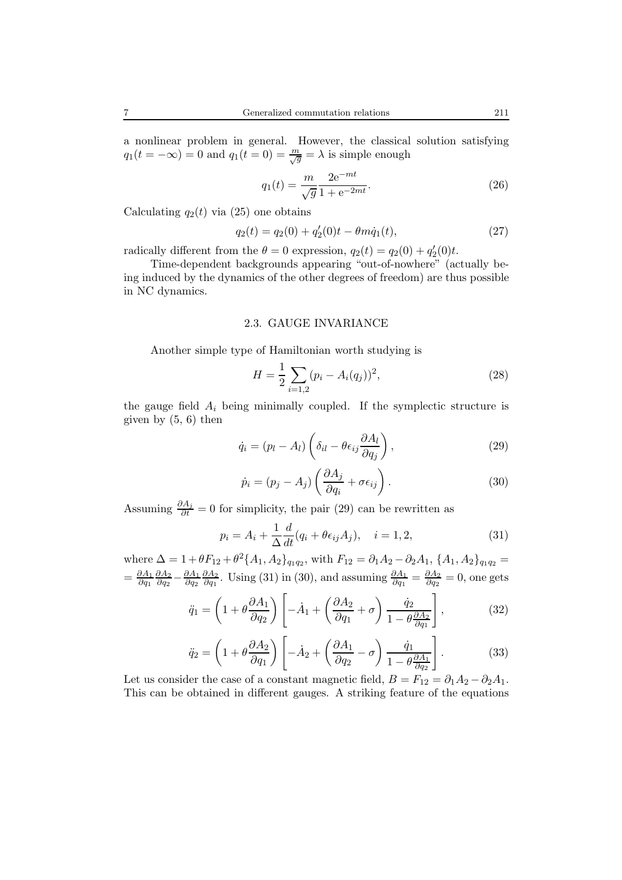a nonlinear problem in general. However, the classical solution satisfying $q_1(t=-\infty)=0$ and $q_1(t=0)=\frac{m}{\sqrt{g}}=\lambda$ is simple enough

$$q_1(t)=\frac{m}{\sqrt{g}}\frac{2\mathrm{e}^{-mt}}{1+\mathrm{e}^{-2mt}}. \tag{26}$$

Calculating $q_2(t)$ via (25) one obtains

$$q_2(t)=q_2(0)+q_2'(0)t-\theta m\dot{q}_1(t), \tag{27}$$

radically different from the $\theta=0$ expression, $q_2(t)=q_2(0)+q_2'(0)t$.

Time-dependent backgrounds appearing "out-of-nowhere" (actually being induced by the dynamics of the other degrees of freedom) are thus possible in NC dynamics.

### 2.3. GAUGE INVARIANCE

Another simple type of Hamiltonian worth studying is

$$H=\frac{1}{2}\sum_{i=1,2}(p_i-A_i(q_j))^2, \tag{28}$$

the gauge field $A_i$ being minimally coupled. If the symplectic structure is given by (5, 6) then

$$\dot{q}_i=(p_l-A_l)\left(\delta_{il}-\theta\epsilon_{ij}\frac{\partial A_l}{\partial q_j}\right), \tag{29}$$

$$\dot{p}_i=(p_j-A_j)\left(\frac{\partial A_j}{\partial q_i}+\sigma\epsilon_{ij}\right). \tag{30}$$

Assuming $\frac{\partial A_j}{\partial t}=0$ for simplicity, the pair (29) can be rewritten as

$$p_i=A_i+\frac{1}{\Delta}\frac{d}{dt}(q_i+\theta\epsilon_{ij}A_j),\quad i=1,2, \tag{31}$$

where $\Delta=1+\theta F_{12}+\theta^2\{A_1,A_2\}_{q_1q_2}$, with $F_{12}=\partial_1A_2-\partial_2A_1$, $\{A_1,A_2\}_{q_1q_2}= =\frac{\partial A_1}{\partial q_1}\frac{\partial A_2}{\partial q_2}-\frac{\partial A_1}{\partial q_2}\frac{\partial A_2}{\partial q_1}$. Using (31) in (30), and assuming $\frac{\partial A_1}{\partial q_1}=\frac{\partial A_2}{\partial q_2}=0$, one gets

$$\ddot{q}_1=\left(1+\theta\frac{\partial A_1}{\partial q_2}\right)\left[-\dot{A}_1+\left(\frac{\partial A_2}{\partial q_1}+\sigma\right)\frac{\dot{q}_2}{1-\theta\frac{\partial A_2}{\partial q_1}}\right], \tag{32}$$

$$\ddot{q}_2=\left(1+\theta\frac{\partial A_2}{\partial q_1}\right)\left[-\dot{A}_2+\left(\frac{\partial A_1}{\partial q_2}-\sigma\right)\frac{\dot{q}_1}{1-\theta\frac{\partial A_1}{\partial q_2}}\right]. \tag{33}$$

Let us consider the case of a constant magnetic field, $B=F_{12}=\partial_1A_2-\partial_2A_1$. This can be obtained in different gauges. A striking feature of the equations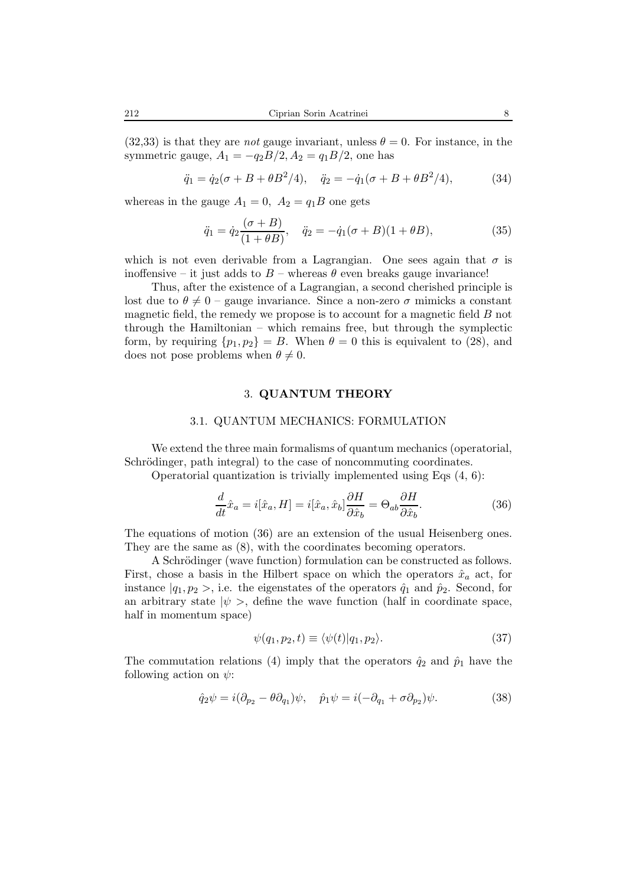(32,33) is that they are *not* gauge invariant, unless $\theta = 0$. For instance, in the symmetric gauge, $A_1 = -q_2 B/2, A_2 = q_1 B/2$, one has

$$\ddot{q}_1 = \dot{q}_2(\sigma + B + \theta B^2/4), \quad \ddot{q}_2 = -\dot{q}_1(\sigma + B + \theta B^2/4), \tag{34}$$

whereas in the gauge $A_1 = 0,\ A_2 = q_1 B$ one gets

$$\ddot{q}_1 = \dot{q}_2 \frac{(\sigma + B)}{(1 + \theta B)}, \quad \ddot{q}_2 = -\dot{q}_1(\sigma + B)(1 + \theta B), \tag{35}$$

which is not even derivable from a Lagrangian. One sees again that $\sigma$ is inoffensive – it just adds to $B$ – whereas $\theta$ even breaks gauge invariance!

Thus, after the existence of a Lagrangian, a second cherished principle is lost due to $\theta \neq 0$ – gauge invariance. Since a non-zero $\sigma$ mimicks a constant magnetic field, the remedy we propose is to account for a magnetic field $B$ not through the Hamiltonian – which remains free, but through the symplectic form, by requiring $\{p_1, p_2\} = B$. When $\theta = 0$ this is equivalent to (28), and does not pose problems when $\theta \neq 0$.

## 3. QUANTUM THEORY

### 3.1. QUANTUM MECHANICS: FORMULATION

We extend the three main formalisms of quantum mechanics (operatorial, Schrödinger, path integral) to the case of noncommuting coordinates.

Operatorial quantization is trivially implemented using Eqs (4, 6):

$$\frac{d}{dt}\hat{x}_a = i[\hat{x}_a, H] = i[\hat{x}_a, \hat{x}_b]\frac{\partial H}{\partial \hat{x}_b} = \Theta_{ab}\frac{\partial H}{\partial \hat{x}_b}. \tag{36}$$

The equations of motion (36) are an extension of the usual Heisenberg ones. They are the same as (8), with the coordinates becoming operators.

A Schrödinger (wave function) formulation can be constructed as follows. First, chose a basis in the Hilbert space on which the operators $\hat{x}_a$ act, for instance $|q_1, p_2>$, i.e. the eigenstates of the operators $\hat{q}_1$ and $\hat{p}_2$. Second, for an arbitrary state $|\psi>$, define the wave function (half in coordinate space, half in momentum space)

$$\psi(q_1, p_2, t) \equiv \langle \psi(t) | q_1, p_2 \rangle. \tag{37}$$

The commutation relations (4) imply that the operators $\hat{q}_2$ and $\hat{p}_1$ have the following action on $\psi$:

$$\hat{q}_2 \psi = i(\partial_{p_2} - \theta \partial_{q_1})\psi, \quad \hat{p}_1 \psi = i(-\partial_{q_1} + \sigma \partial_{p_2})\psi. \tag{38}$$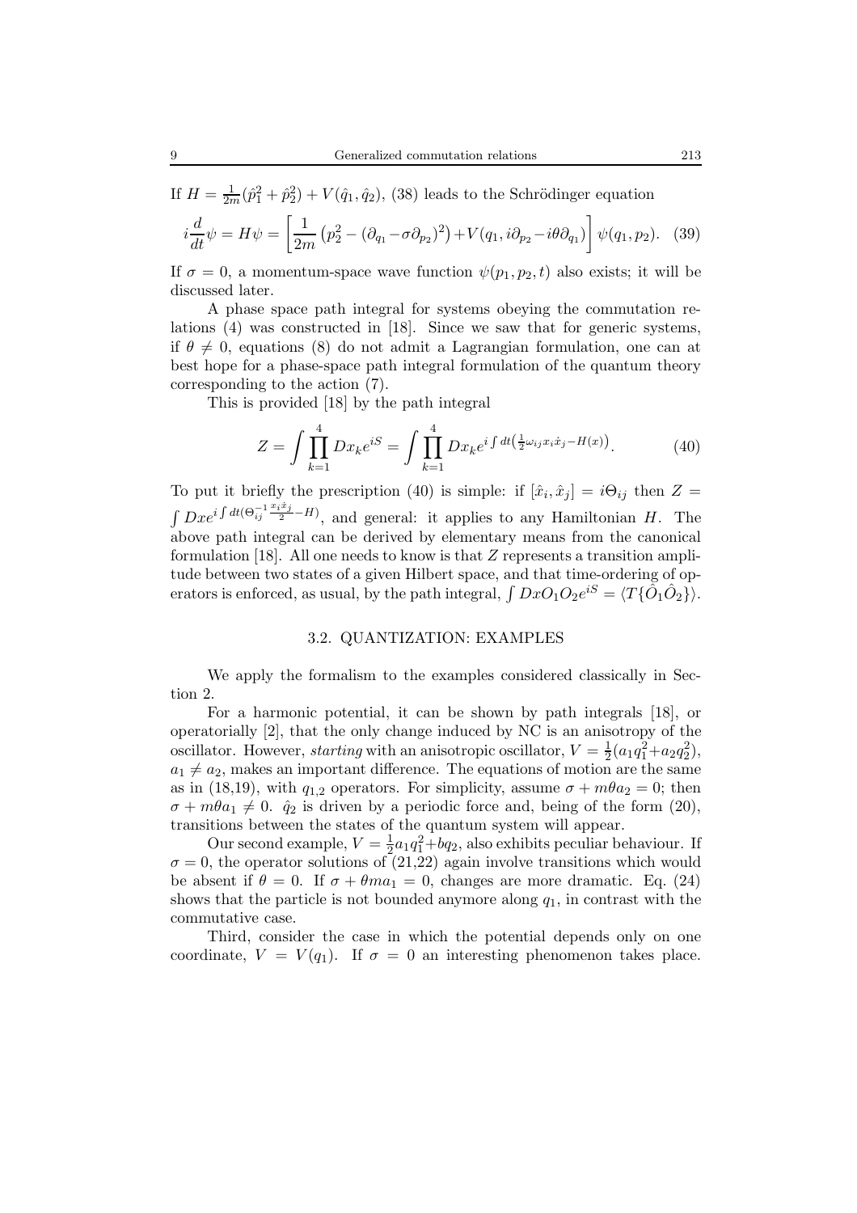If $H = \frac{1}{2m}(\hat{p}_1^2 + \hat{p}_2^2) + V(\hat{q}_1, \hat{q}_2)$, (38) leads to the Schrödinger equation

$$i\frac{d}{dt}\psi = H\psi = \left[\frac{1}{2m}\left(p_2^2 - (\partial_{q_1} - \sigma\partial_{p_2})^2\right) + V(q_1, i\partial_{p_2} - i\theta\partial_{q_1})\right]\psi(q_1, p_2). \quad (39)$$

If $\sigma = 0$, a momentum-space wave function $\psi(p_1, p_2, t)$ also exists; it will be discussed later.

A phase space path integral for systems obeying the commutation relations (4) was constructed in [18]. Since we saw that for generic systems, if $\theta \neq 0$, equations (8) do not admit a Lagrangian formulation, one can at best hope for a phase-space path integral formulation of the quantum theory corresponding to the action (7).

This is provided [18] by the path integral

$$Z = \int \prod_{k=1}^{4} Dx_k e^{iS} = \int \prod_{k=1}^{4} Dx_k e^{i\int dt\left(\frac{1}{2}\omega_{ij}x_i\dot{x}_j - H(x)\right)}. \quad (40)$$

To put it briefly the prescription (40) is simple: if $[\hat{x}_i, \hat{x}_j] = i\Theta_{ij}$ then $Z = \int Dx e^{i\int dt(\Theta_{ij}^{-1}\frac{x_i\dot{x}_j}{2} - H)}$, and general: it applies to any Hamiltonian $H$. The above path integral can be derived by elementary means from the canonical formulation [18]. All one needs to know is that $Z$ represents a transition amplitude between two states of a given Hilbert space, and that time-ordering of operators is enforced, as usual, by the path integral, $\int DxO_1O_2e^{iS} = \langle T\{\hat{O}_1\hat{O}_2\}\rangle$.

### 3.2. QUANTIZATION: EXAMPLES

We apply the formalism to the examples considered classically in Section 2.

For a harmonic potential, it can be shown by path integrals [18], or operatorially [2], that the only change induced by NC is an anisotropy of the oscillator. However, *starting* with an anisotropic oscillator, $V = \frac{1}{2}(a_1q_1^2 + a_2q_2^2)$, $a_1 \neq a_2$, makes an important difference. The equations of motion are the same as in (18,19), with $q_{1,2}$ operators. For simplicity, assume $\sigma + m\theta a_2 = 0$; then $\sigma + m\theta a_1 \neq 0$. $\hat{q}_2$ is driven by a periodic force and, being of the form (20), transitions between the states of the quantum system will appear.

Our second example, $V = \frac{1}{2}a_1q_1^2 + bq_2$, also exhibits peculiar behaviour. If $\sigma = 0$, the operator solutions of (21,22) again involve transitions which would be absent if $\theta = 0$. If $\sigma + \theta m a_1 = 0$, changes are more dramatic. Eq. (24) shows that the particle is not bounded anymore along $q_1$, in contrast with the commutative case.

Third, consider the case in which the potential depends only on one coordinate, $V = V(q_1)$. If $\sigma = 0$ an interesting phenomenon takes place.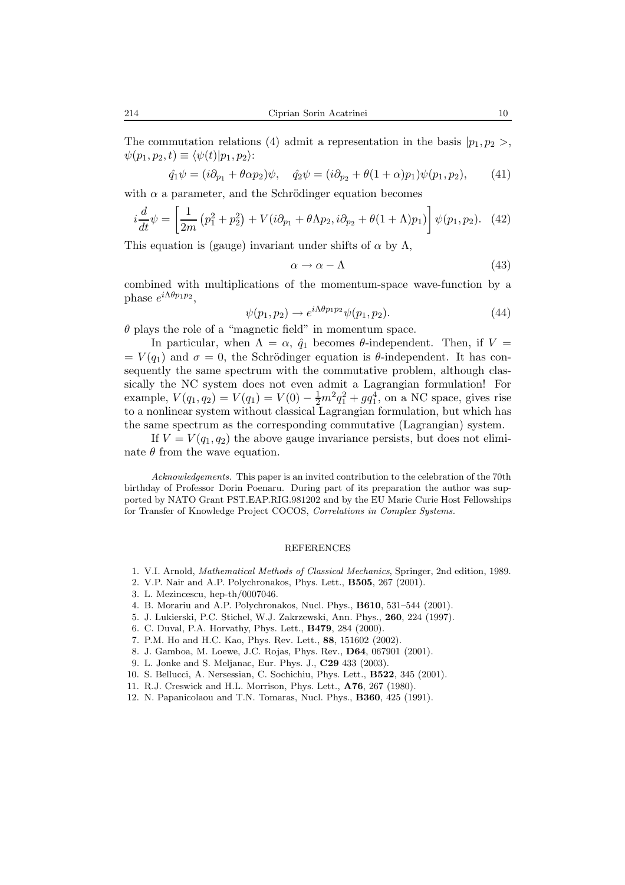The commutation relations (4) admit a representation in the basis $|p_1, p_2>$, $\psi(p_1, p_2, t) \equiv \langle \psi(t)|p_1, p_2\rangle$:

$$\hat{q}_1\psi = (i\partial_{p_1} + \theta\alpha p_2)\psi, \quad \hat{q}_2\psi = (i\partial_{p_2} + \theta(1+\alpha)p_1)\psi(p_1, p_2), \tag{41}$$

with $\alpha$ a parameter, and the Schrödinger equation becomes

$$i\frac{d}{dt}\psi = \left[\frac{1}{2m}\left(p_1^2 + p_2^2\right) + V(i\partial_{p_1} + \theta\Lambda p_2, i\partial_{p_2} + \theta(1+\Lambda)p_1)\right]\psi(p_1, p_2). \tag{42}$$

This equation is (gauge) invariant under shifts of $\alpha$ by $\Lambda$,

$$\alpha \to \alpha - \Lambda \tag{43}$$

combined with multiplications of the momentum-space wave-function by a phase $e^{i\Lambda\theta p_1 p_2}$,

$$\psi(p_1, p_2) \to e^{i\Lambda\theta p_1 p_2}\psi(p_1, p_2). \tag{44}$$

$\theta$ plays the role of a "magnetic field" in momentum space.

In particular, when $\Lambda = \alpha$, $\hat{q}_1$ becomes $\theta$-independent. Then, if $V = V(q_1)$ and $\sigma = 0$, the Schrödinger equation is $\theta$-independent. It has consequently the same spectrum with the commutative problem, although classically the NC system does not even admit a Lagrangian formulation! For example, $V(q_1, q_2) = V(q_1) = V(0) - \frac{1}{2}m^2q_1^2 + gq_1^4$, on a NC space, gives rise to a nonlinear system without classical Lagrangian formulation, but which has the same spectrum as the corresponding commutative (Lagrangian) system.

If $V = V(q_1, q_2)$ the above gauge invariance persists, but does not eliminate $\theta$ from the wave equation.

*Acknowledgements.* This paper is an invited contribution to the celebration of the 70th birthday of Professor Dorin Poenaru. During part of its preparation the author was supported by NATO Grant PST.EAP.RIG.981202 and by the EU Marie Curie Host Fellowships for Transfer of Knowledge Project COCOS, *Correlations in Complex Systems.*

## REFERENCES

1. V.I. Arnold, *Mathematical Methods of Classical Mechanics*, Springer, 2nd edition, 1989.
2. V.P. Nair and A.P. Polychronakos, Phys. Lett., **B505**, 267 (2001).
3. L. Mezincescu, hep-th/0007046.
4. B. Morariu and A.P. Polychronakos, Nucl. Phys., **B610**, 531–544 (2001).
5. J. Lukierski, P.C. Stichel, W.J. Zakrzewski, Ann. Phys., **260**, 224 (1997).
6. C. Duval, P.A. Horvathy, Phys. Lett., **B479**, 284 (2000).
7. P.M. Ho and H.C. Kao, Phys. Rev. Lett., **88**, 151602 (2002).
8. J. Gamboa, M. Loewe, J.C. Rojas, Phys. Rev., **D64**, 067901 (2001).
9. L. Jonke and S. Meljanac, Eur. Phys. J., **C29** 433 (2003).
10. S. Bellucci, A. Nersessian, C. Sochichiu, Phys. Lett., **B522**, 345 (2001).
11. R.J. Creswick and H.L. Morrison, Phys. Lett., **A76**, 267 (1980).
12. N. Papanicolaou and T.N. Tomaras, Nucl. Phys., **B360**, 425 (1991).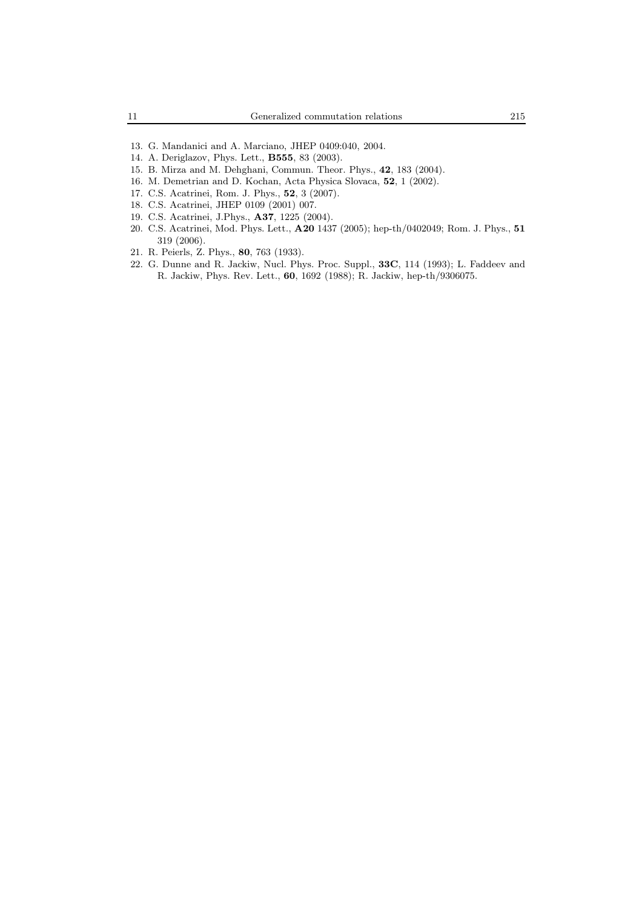13. G. Mandanici and A. Marciano, JHEP 0409:040, 2004.
14. A. Deriglazov, Phys. Lett., **B555**, 83 (2003).
15. B. Mirza and M. Dehghani, Commun. Theor. Phys., **42**, 183 (2004).
16. M. Demetrian and D. Kochan, Acta Physica Slovaca, **52**, 1 (2002).
17. C.S. Acatrinei, Rom. J. Phys., **52**, 3 (2007).
18. C.S. Acatrinei, JHEP 0109 (2001) 007.
19. C.S. Acatrinei, J.Phys., **A37**, 1225 (2004).
20. C.S. Acatrinei, Mod. Phys. Lett., **A20** 1437 (2005); hep-th/0402049; Rom. J. Phys., **51** 319 (2006).
21. R. Peierls, Z. Phys., **80**, 763 (1933).
22. G. Dunne and R. Jackiw, Nucl. Phys. Proc. Suppl., **33C**, 114 (1993); L. Faddeev and R. Jackiw, Phys. Rev. Lett., **60**, 1692 (1988); R. Jackiw, hep-th/9306075.